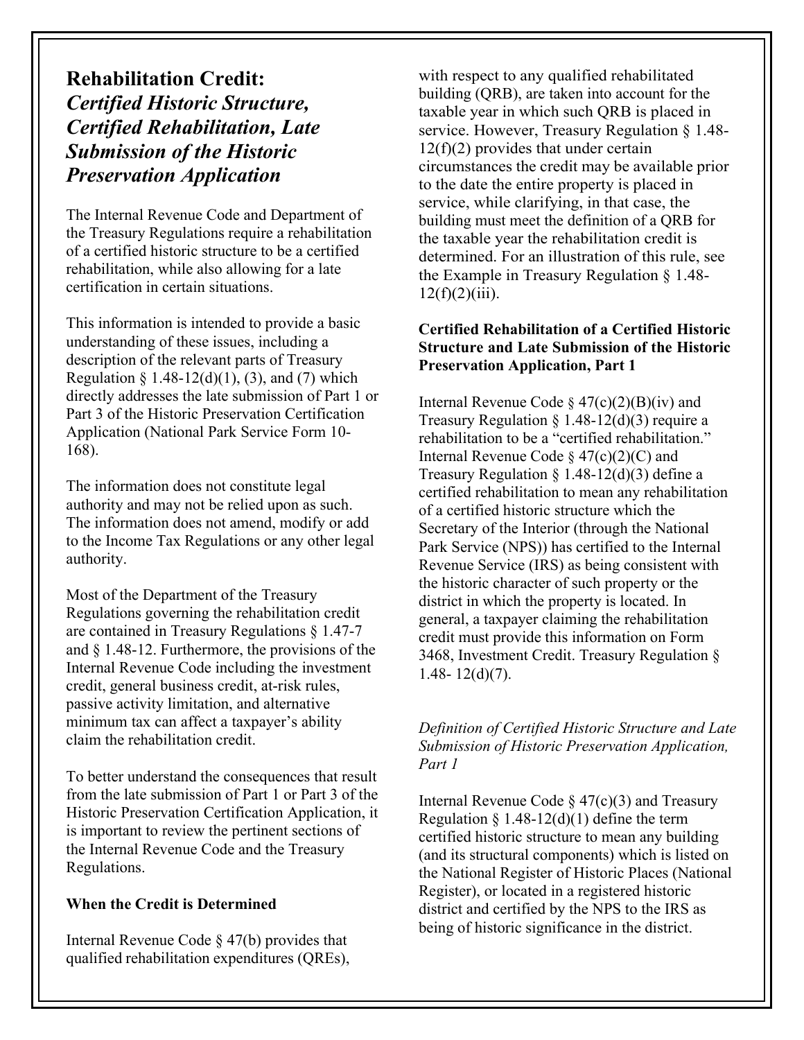# Rehabilitation Credit: *Certified Historic Structure, Certified Rehabilitation, Late Submission of the Historic Preservation Application*

The Internal Revenue Code and Department of the Treasury Regulations require a rehabilitation of a certified historic structure to be a certified rehabilitation, while also allowing for a late certification in certain situations.

This information is intended to provide a basic understanding of these issues, including a description of the relevant parts of Treasury Regulation § 1.48-12(d)(1), (3), and (7) which directly addresses the late submission of Part 1 or Part 3 of the Historic Preservation Certification Application (National Park Service Form 10-168).

The information does not constitute legal authority and may not be relied upon as such. The information does not amend, modify or add to the Income Tax Regulations or any other legal authority.

Most of the Department of the Treasury Regulations governing the rehabilitation credit are contained in Treasury Regulations § 1.47-7 and § 1.48-12. Furthermore, the provisions of the Internal Revenue Code including the investment credit, general business credit, at-risk rules, passive activity limitation, and alternative minimum tax can affect a taxpayer's ability claim the rehabilitation credit.

To better understand the consequences that result from the late submission of Part 1 or Part 3 of the Historic Preservation Certification Application, it is important to review the pertinent sections of the Internal Revenue Code and the Treasury Regulations.

**When the Credit is Determined**

Internal Revenue Code § 47(b) provides that qualified rehabilitation expenditures (QREs), with respect to any qualified rehabilitated building (QRB), are taken into account for the taxable year in which such QRB is placed in service. However, Treasury Regulation § 1.48-12(f)(2) provides that under certain circumstances the credit may be available prior to the date the entire property is placed in service, while clarifying, in that case, the building must meet the definition of a QRB for the taxable year the rehabilitation credit is determined. For an illustration of this rule, see the Example in Treasury Regulation § 1.48-12(f)(2)(iii).

**Certified Rehabilitation of a Certified Historic Structure and Late Submission of the Historic Preservation Application, Part 1**

Internal Revenue Code § 47(c)(2)(B)(iv) and Treasury Regulation § 1.48-12(d)(3) require a rehabilitation to be a "certified rehabilitation." Internal Revenue Code § 47(c)(2)(C) and Treasury Regulation § 1.48-12(d)(3) define a certified rehabilitation to mean any rehabilitation of a certified historic structure which the Secretary of the Interior (through the National Park Service (NPS)) has certified to the Internal Revenue Service (IRS) as being consistent with the historic character of such property or the district in which the property is located. In general, a taxpayer claiming the rehabilitation credit must provide this information on Form 3468, Investment Credit. Treasury Regulation § 1.48- 12(d)(7).

*Definition of Certified Historic Structure and Late Submission of Historic Preservation Application, Part 1*

Internal Revenue Code § 47(c)(3) and Treasury Regulation § 1.48-12(d)(1) define the term certified historic structure to mean any building (and its structural components) which is listed on the National Register of Historic Places (National Register), or located in a registered historic district and certified by the NPS to the IRS as being of historic significance in the district.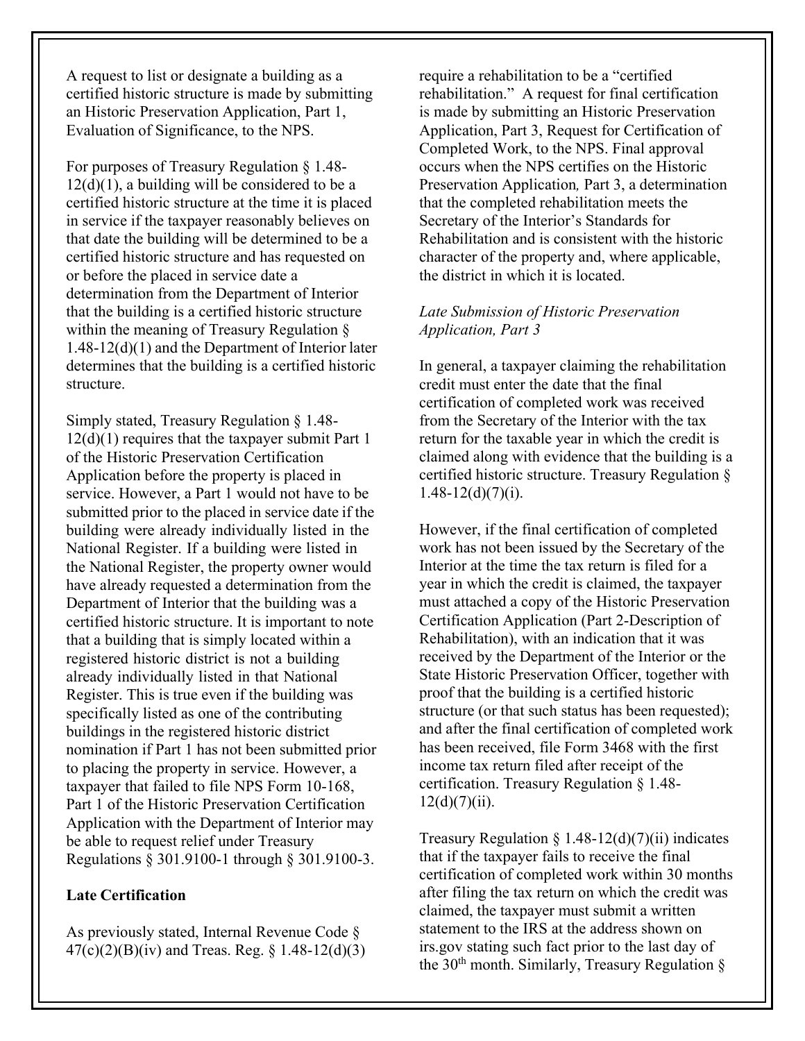A request to list or designate a building as a certified historic structure is made by submitting an Historic Preservation Application, Part 1, Evaluation of Significance, to the NPS.

For purposes of Treasury Regulation § 1.48-12(d)(1), a building will be considered to be a certified historic structure at the time it is placed in service if the taxpayer reasonably believes on that date the building will be determined to be a certified historic structure and has requested on or before the placed in service date a determination from the Department of Interior that the building is a certified historic structure within the meaning of Treasury Regulation § 1.48-12(d)(1) and the Department of Interior later determines that the building is a certified historic structure.

Simply stated, Treasury Regulation § 1.48-12(d)(1) requires that the taxpayer submit Part 1 of the Historic Preservation Certification Application before the property is placed in service. However, a Part 1 would not have to be submitted prior to the placed in service date if the building were already individually listed in the National Register. If a building were listed in the National Register, the property owner would have already requested a determination from the Department of Interior that the building was a certified historic structure. It is important to note that a building that is simply located within a registered historic district is not a building already individually listed in that National Register. This is true even if the building was specifically listed as one of the contributing buildings in the registered historic district nomination if Part 1 has not been submitted prior to placing the property in service. However, a taxpayer that failed to file NPS Form 10-168, Part 1 of the Historic Preservation Certification Application with the Department of Interior may be able to request relief under Treasury Regulations § 301.9100-1 through § 301.9100-3.

**Late Certification**

As previously stated, Internal Revenue Code § 47(c)(2)(B)(iv) and Treas. Reg. § 1.48-12(d)(3) require a rehabilitation to be a "certified rehabilitation." A request for final certification is made by submitting an Historic Preservation Application, Part 3, Request for Certification of Completed Work, to the NPS. Final approval occurs when the NPS certifies on the Historic Preservation Application*,* Part 3, a determination that the completed rehabilitation meets the Secretary of the Interior's Standards for Rehabilitation and is consistent with the historic character of the property and, where applicable, the district in which it is located.

*Late Submission of Historic Preservation Application, Part 3*

In general, a taxpayer claiming the rehabilitation credit must enter the date that the final certification of completed work was received from the Secretary of the Interior with the tax return for the taxable year in which the credit is claimed along with evidence that the building is a certified historic structure. Treasury Regulation § 1.48-12(d)(7)(i).

However, if the final certification of completed work has not been issued by the Secretary of the Interior at the time the tax return is filed for a year in which the credit is claimed, the taxpayer must attached a copy of the Historic Preservation Certification Application (Part 2-Description of Rehabilitation), with an indication that it was received by the Department of the Interior or the State Historic Preservation Officer, together with proof that the building is a certified historic structure (or that such status has been requested); and after the final certification of completed work has been received, file Form 3468 with the first income tax return filed after receipt of the certification. Treasury Regulation § 1.48-12(d)(7)(ii).

Treasury Regulation § 1.48-12(d)(7)(ii) indicates that if the taxpayer fails to receive the final certification of completed work within 30 months after filing the tax return on which the credit was claimed, the taxpayer must submit a written statement to the IRS at the address shown on irs.gov stating such fact prior to the last day of the 30th month. Similarly, Treasury Regulation §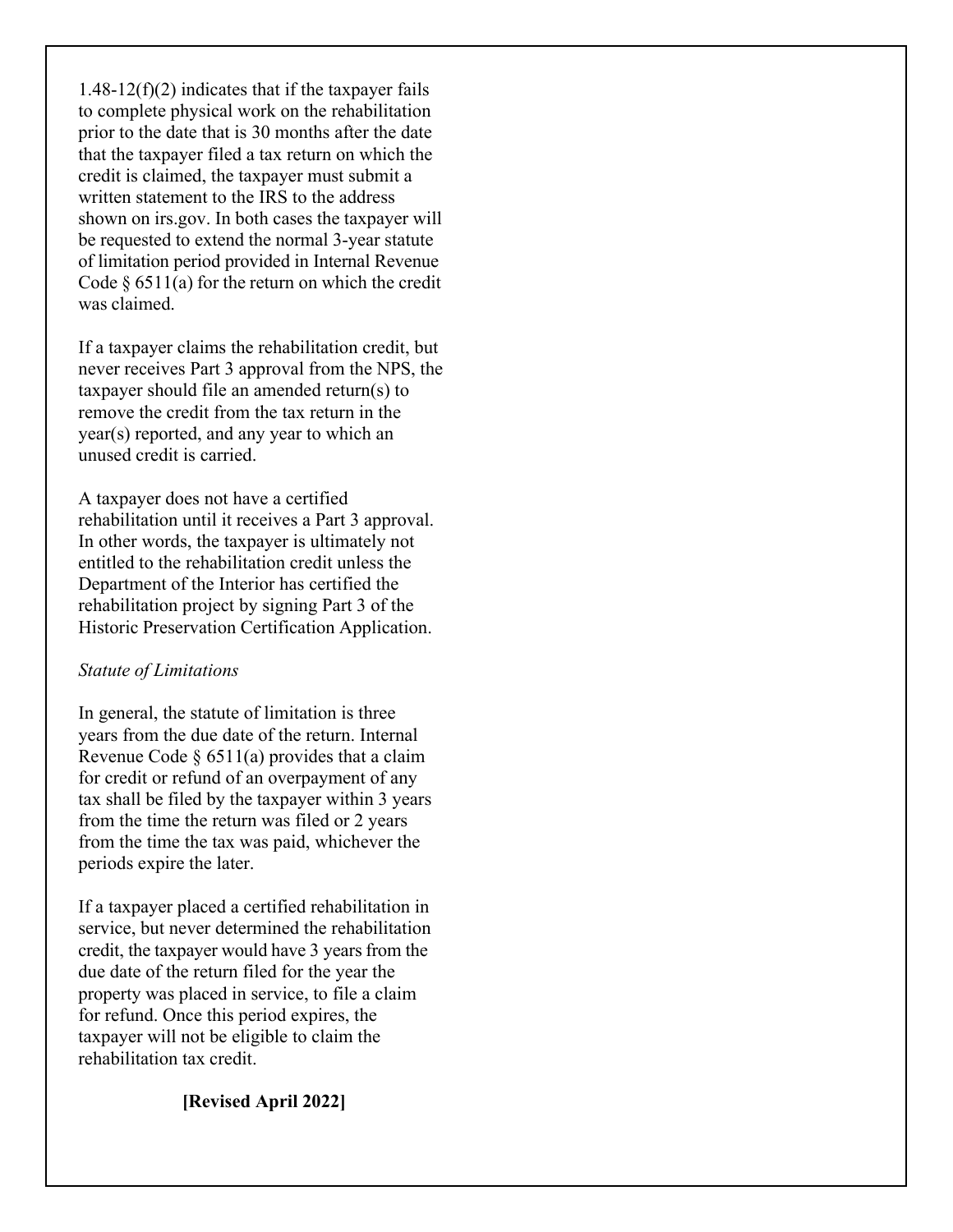1.48-12(f)(2) indicates that if the taxpayer fails to complete physical work on the rehabilitation prior to the date that is 30 months after the date that the taxpayer filed a tax return on which the credit is claimed, the taxpayer must submit a written statement to the IRS to the address shown on irs.gov. In both cases the taxpayer will be requested to extend the normal 3-year statute of limitation period provided in Internal Revenue Code § 6511(a) for the return on which the credit was claimed.

If a taxpayer claims the rehabilitation credit, but never receives Part 3 approval from the NPS, the taxpayer should file an amended return(s) to remove the credit from the tax return in the year(s) reported, and any year to which an unused credit is carried.

A taxpayer does not have a certified rehabilitation until it receives a Part 3 approval. In other words, the taxpayer is ultimately not entitled to the rehabilitation credit unless the Department of the Interior has certified the rehabilitation project by signing Part 3 of the Historic Preservation Certification Application.

*Statute of Limitations*

In general, the statute of limitation is three years from the due date of the return. Internal Revenue Code § 6511(a) provides that a claim for credit or refund of an overpayment of any tax shall be filed by the taxpayer within 3 years from the time the return was filed or 2 years from the time the tax was paid, whichever the periods expire the later.

If a taxpayer placed a certified rehabilitation in service, but never determined the rehabilitation credit, the taxpayer would have 3 years from the due date of the return filed for the year the property was placed in service, to file a claim for refund. Once this period expires, the taxpayer will not be eligible to claim the rehabilitation tax credit.

**[Revised April 2022]**